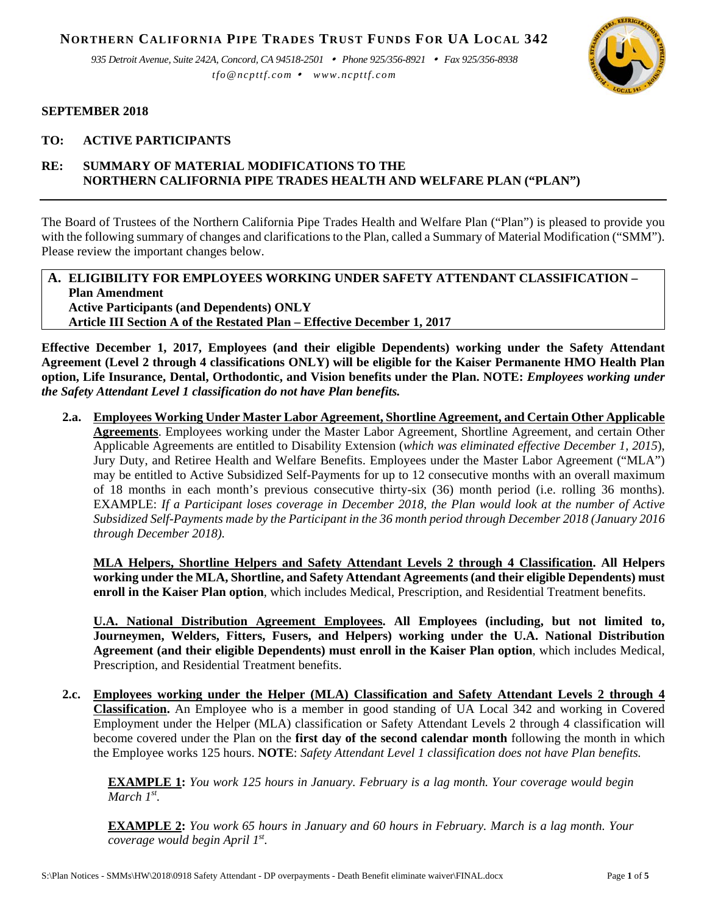# NORTHERN CALIFORNIA PIPE TRADES TRUST FUNDS FOR UA LOCAL 342

*935 Detroit Avenue, Suite 242A, Concord, CA 94518-2501 • Phone 925/356-8921 • Fax 925/356-8938*
*tfo@ncpttf.com • www.ncpttf.com*

**SEPTEMBER 2018**

**TO: ACTIVE PARTICIPANTS**

**RE: SUMMARY OF MATERIAL MODIFICATIONS TO THE NORTHERN CALIFORNIA PIPE TRADES HEALTH AND WELFARE PLAN ("PLAN")**

---

The Board of Trustees of the Northern California Pipe Trades Health and Welfare Plan ("Plan") is pleased to provide you with the following summary of changes and clarifications to the Plan, called a Summary of Material Modification ("SMM"). Please review the important changes below.

## A. ELIGIBILITY FOR EMPLOYEES WORKING UNDER SAFETY ATTENDANT CLASSIFICATION – Plan Amendment
**Active Participants (and Dependents) ONLY**
**Article III Section A of the Restated Plan – Effective December 1, 2017**

**Effective December 1, 2017, Employees (and their eligible Dependents) working under the Safety Attendant Agreement (Level 2 through 4 classifications ONLY) will be eligible for the Kaiser Permanente HMO Health Plan option, Life Insurance, Dental, Orthodontic, and Vision benefits under the Plan. NOTE:** ***Employees working under the Safety Attendant Level 1 classification do not have Plan benefits.***

**2.a. <u>Employees Working Under Master Labor Agreement, Shortline Agreement, and Certain Other Applicable Agreements</u>**. Employees working under the Master Labor Agreement, Shortline Agreement, and certain Other Applicable Agreements are entitled to Disability Extension (*which was eliminated effective December 1, 2015*), Jury Duty, and Retiree Health and Welfare Benefits. Employees under the Master Labor Agreement ("MLA") may be entitled to Active Subsidized Self-Payments for up to 12 consecutive months with an overall maximum of 18 months in each month's previous consecutive thirty-six (36) month period (i.e. rolling 36 months). EXAMPLE: *If a Participant loses coverage in December 2018, the Plan would look at the number of Active Subsidized Self-Payments made by the Participant in the 36 month period through December 2018 (January 2016 through December 2018).*

**<u>MLA Helpers, Shortline Helpers and Safety Attendant Levels 2 through 4 Classification</u>. All Helpers working under the MLA, Shortline, and Safety Attendant Agreements (and their eligible Dependents) must enroll in the Kaiser Plan option**, which includes Medical, Prescription, and Residential Treatment benefits.

**<u>U.A. National Distribution Agreement Employees</u>. All Employees (including, but not limited to, Journeymen, Welders, Fitters, Fusers, and Helpers) working under the U.A. National Distribution Agreement (and their eligible Dependents) must enroll in the Kaiser Plan option**, which includes Medical, Prescription, and Residential Treatment benefits.

**2.c. <u>Employees working under the Helper (MLA) Classification and Safety Attendant Levels 2 through 4 Classification</u>.** An Employee who is a member in good standing of UA Local 342 and working in Covered Employment under the Helper (MLA) classification or Safety Attendant Levels 2 through 4 classification will become covered under the Plan on the **first day of the second calendar month** following the month in which the Employee works 125 hours. **NOTE**: *Safety Attendant Level 1 classification does not have Plan benefits.*

**<u>EXAMPLE 1</u>:** *You work 125 hours in January. February is a lag month. Your coverage would begin March 1st.*

**<u>EXAMPLE 2</u>:** *You work 65 hours in January and 60 hours in February. March is a lag month. Your coverage would begin April 1st.*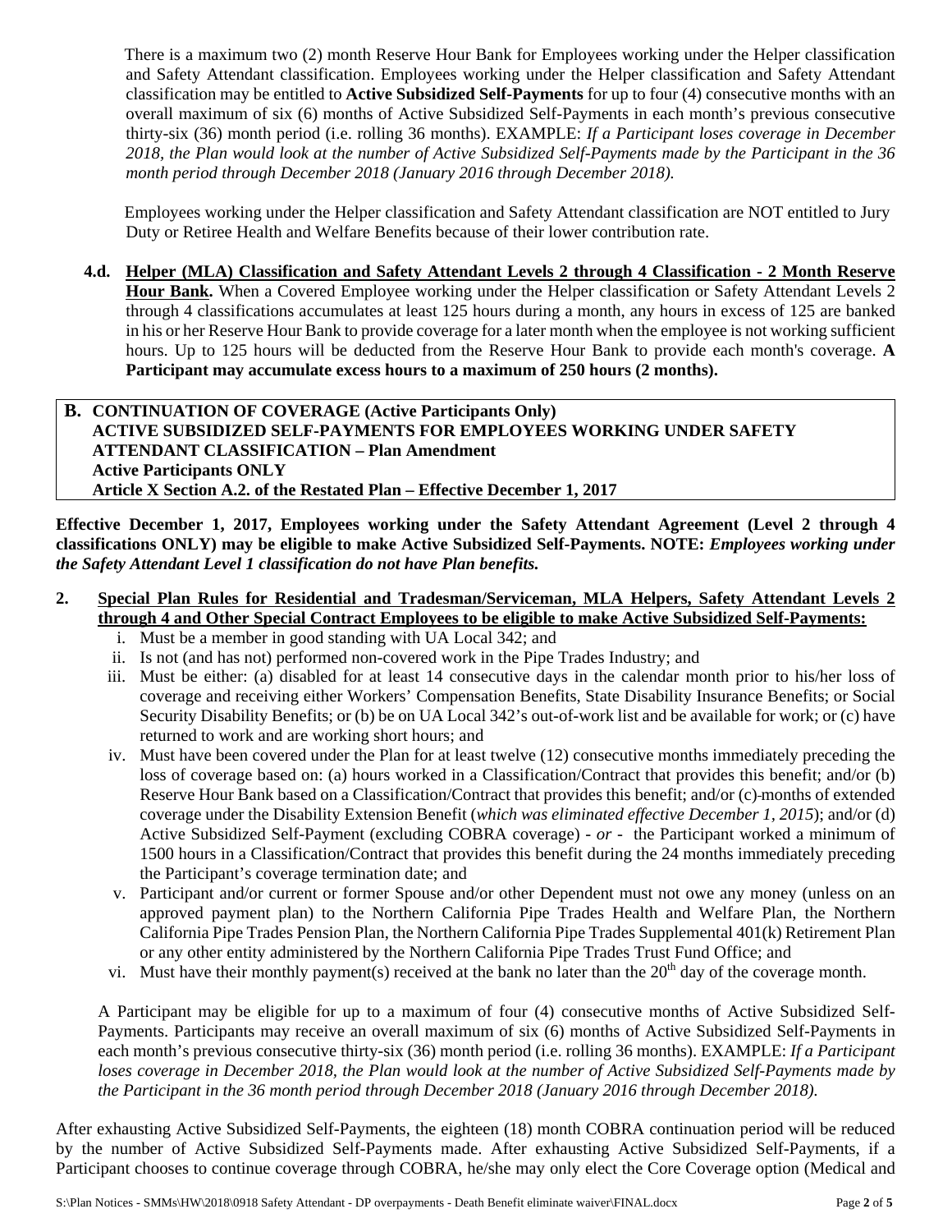There is a maximum two (2) month Reserve Hour Bank for Employees working under the Helper classification and Safety Attendant classification. Employees working under the Helper classification and Safety Attendant classification may be entitled to **Active Subsidized Self-Payments** for up to four (4) consecutive months with an overall maximum of six (6) months of Active Subsidized Self-Payments in each month's previous consecutive thirty-six (36) month period (i.e. rolling 36 months). EXAMPLE: *If a Participant loses coverage in December 2018, the Plan would look at the number of Active Subsidized Self-Payments made by the Participant in the 36 month period through December 2018 (January 2016 through December 2018).*

Employees working under the Helper classification and Safety Attendant classification are NOT entitled to Jury Duty or Retiree Health and Welfare Benefits because of their lower contribution rate.

**4.d. Helper (MLA) Classification and Safety Attendant Levels 2 through 4 Classification - 2 Month Reserve Hour Bank.** When a Covered Employee working under the Helper classification or Safety Attendant Levels 2 through 4 classifications accumulates at least 125 hours during a month, any hours in excess of 125 are banked in his or her Reserve Hour Bank to provide coverage for a later month when the employee is not working sufficient hours. Up to 125 hours will be deducted from the Reserve Hour Bank to provide each month's coverage. **A Participant may accumulate excess hours to a maximum of 250 hours (2 months).**

**B. CONTINUATION OF COVERAGE (Active Participants Only)**
**ACTIVE SUBSIDIZED SELF-PAYMENTS FOR EMPLOYEES WORKING UNDER SAFETY ATTENDANT CLASSIFICATION – Plan Amendment**
**Active Participants ONLY**
**Article X Section A.2. of the Restated Plan – Effective December 1, 2017**

**Effective December 1, 2017, Employees working under the Safety Attendant Agreement (Level 2 through 4 classifications ONLY) may be eligible to make Active Subsidized Self-Payments. NOTE:** ***Employees working under the Safety Attendant Level 1 classification do not have Plan benefits.***

**2. Special Plan Rules for Residential and Tradesman/Serviceman, MLA Helpers, Safety Attendant Levels 2 through 4 and Other Special Contract Employees to be eligible to make Active Subsidized Self-Payments:**

i. Must be a member in good standing with UA Local 342; and
ii. Is not (and has not) performed non-covered work in the Pipe Trades Industry; and
iii. Must be either: (a) disabled for at least 14 consecutive days in the calendar month prior to his/her loss of coverage and receiving either Workers' Compensation Benefits, State Disability Insurance Benefits; or Social Security Disability Benefits; or (b) be on UA Local 342's out-of-work list and be available for work; or (c) have returned to work and are working short hours; and
iv. Must have been covered under the Plan for at least twelve (12) consecutive months immediately preceding the loss of coverage based on: (a) hours worked in a Classification/Contract that provides this benefit; and/or (b) Reserve Hour Bank based on a Classification/Contract that provides this benefit; and/or (c) months of extended coverage under the Disability Extension Benefit (*which was eliminated effective December 1, 2015*); and/or (d) Active Subsidized Self-Payment (excluding COBRA coverage) - *or* - the Participant worked a minimum of 1500 hours in a Classification/Contract that provides this benefit during the 24 months immediately preceding the Participant's coverage termination date; and
v. Participant and/or current or former Spouse and/or other Dependent must not owe any money (unless on an approved payment plan) to the Northern California Pipe Trades Health and Welfare Plan, the Northern California Pipe Trades Pension Plan, the Northern California Pipe Trades Supplemental 401(k) Retirement Plan or any other entity administered by the Northern California Pipe Trades Trust Fund Office; and
vi. Must have their monthly payment(s) received at the bank no later than the 20th day of the coverage month.

A Participant may be eligible for up to a maximum of four (4) consecutive months of Active Subsidized Self-Payments. Participants may receive an overall maximum of six (6) months of Active Subsidized Self-Payments in each month's previous consecutive thirty-six (36) month period (i.e. rolling 36 months). EXAMPLE: *If a Participant loses coverage in December 2018, the Plan would look at the number of Active Subsidized Self-Payments made by the Participant in the 36 month period through December 2018 (January 2016 through December 2018).*

After exhausting Active Subsidized Self-Payments, the eighteen (18) month COBRA continuation period will be reduced by the number of Active Subsidized Self-Payments made. After exhausting Active Subsidized Self-Payments, if a Participant chooses to continue coverage through COBRA, he/she may only elect the Core Coverage option (Medical and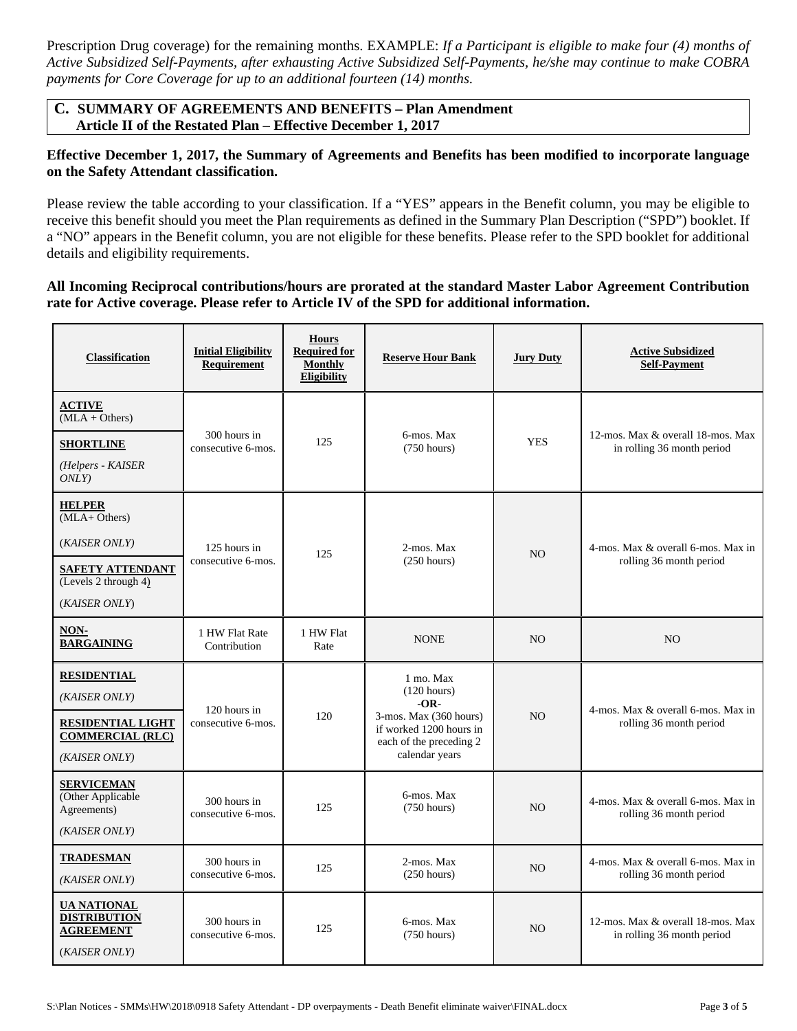Prescription Drug coverage) for the remaining months. EXAMPLE: *If a Participant is eligible to make four (4) months of Active Subsidized Self-Payments, after exhausting Active Subsidized Self-Payments, he/she may continue to make COBRA payments for Core Coverage for up to an additional fourteen (14) months.*

## C. SUMMARY OF AGREEMENTS AND BENEFITS – Plan Amendment Article II of the Restated Plan – Effective December 1, 2017

**Effective December 1, 2017, the Summary of Agreements and Benefits has been modified to incorporate language on the Safety Attendant classification.**

Please review the table according to your classification. If a "YES" appears in the Benefit column, you may be eligible to receive this benefit should you meet the Plan requirements as defined in the Summary Plan Description ("SPD") booklet. If a "NO" appears in the Benefit column, you are not eligible for these benefits. Please refer to the SPD booklet for additional details and eligibility requirements.

**All Incoming Reciprocal contributions/hours are prorated at the standard Master Labor Agreement Contribution rate for Active coverage. Please refer to Article IV of the SPD for additional information.**

| Classification | Initial Eligibility Requirement | Hours Required for Monthly Eligibility | Reserve Hour Bank | Jury Duty | Active Subsidized Self-Payment |
|---|---|---|---|---|---|
| **ACTIVE** (MLA + Others)<br>**SHORTLINE** *(Helpers - KAISER ONLY)* | 300 hours in consecutive 6-mos. | 125 | 6-mos. Max (750 hours) | YES | 12-mos. Max & overall 18-mos. Max in rolling 36 month period |
| **HELPER** (MLA+ Others) (*KAISER ONLY*)<br>**SAFETY ATTENDANT** (Levels 2 through 4) (*KAISER ONLY*) | 125 hours in consecutive 6-mos. | 125 | 2-mos. Max (250 hours) | NO | 4-mos. Max & overall 6-mos. Max in rolling 36 month period |
| **NON-BARGAINING** | 1 HW Flat Rate Contribution | 1 HW Flat Rate | NONE | NO | NO |
| **RESIDENTIAL** *(KAISER ONLY)*<br>**RESIDENTIAL LIGHT COMMERCIAL (RLC)** *(KAISER ONLY)* | 120 hours in consecutive 6-mos. | 120 | 1 mo. Max (120 hours) **-OR-** 3-mos. Max (360 hours) if worked 1200 hours in each of the preceding 2 calendar years | NO | 4-mos. Max & overall 6-mos. Max in rolling 36 month period |
| **SERVICEMAN** (Other Applicable Agreements) *(KAISER ONLY)* | 300 hours in consecutive 6-mos. | 125 | 6-mos. Max (750 hours) | NO | 4-mos. Max & overall 6-mos. Max in rolling 36 month period |
| **TRADESMAN** *(KAISER ONLY)* | 300 hours in consecutive 6-mos. | 125 | 2-mos. Max (250 hours) | NO | 4-mos. Max & overall 6-mos. Max in rolling 36 month period |
| **UA NATIONAL DISTRIBUTION AGREEMENT** (*KAISER ONLY*) | 300 hours in consecutive 6-mos. | 125 | 6-mos. Max (750 hours) | NO | 12-mos. Max & overall 18-mos. Max in rolling 36 month period |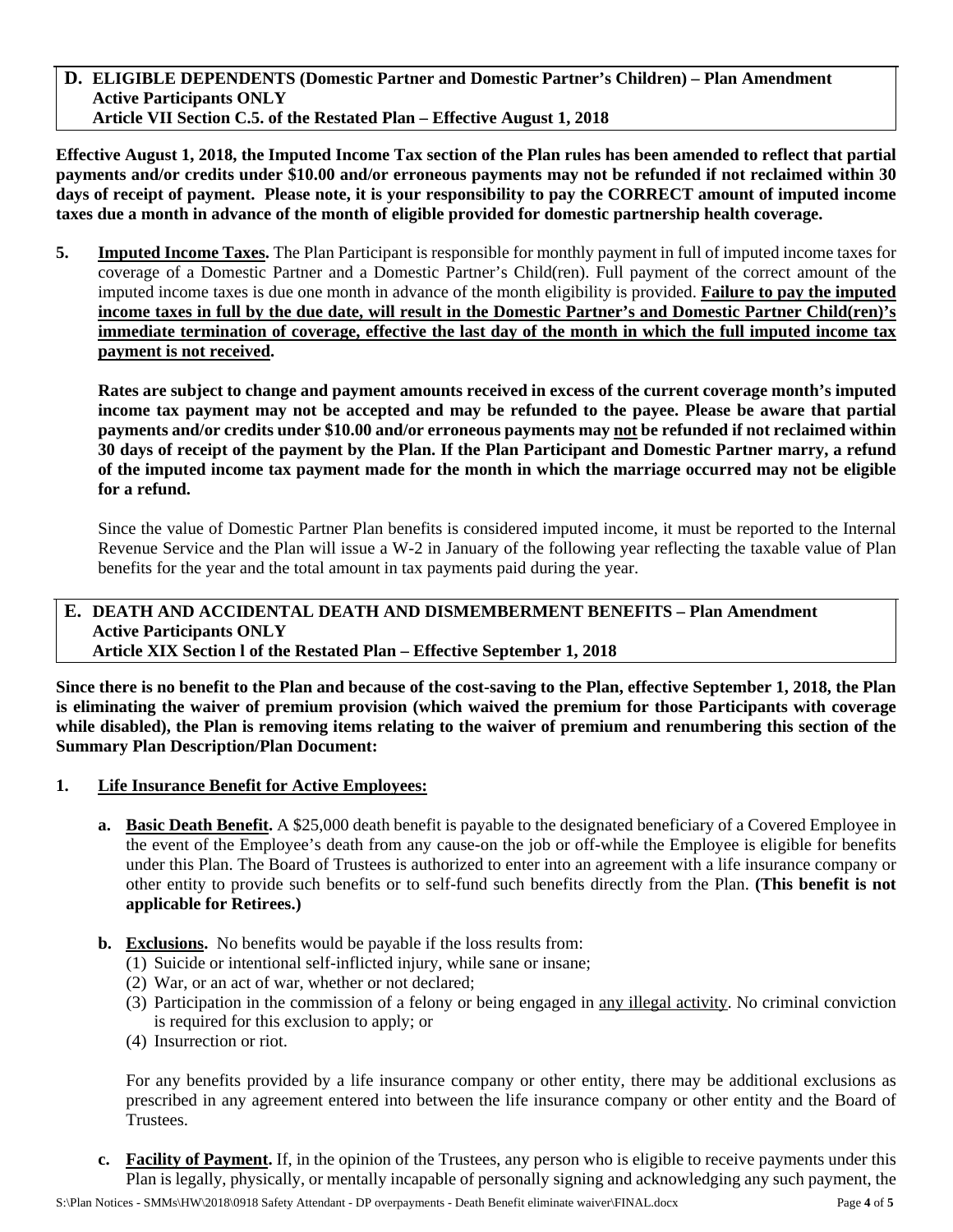## D. ELIGIBLE DEPENDENTS (Domestic Partner and Domestic Partner's Children) – Plan Amendment Active Participants ONLY Article VII Section C.5. of the Restated Plan – Effective August 1, 2018

**Effective August 1, 2018, the Imputed Income Tax section of the Plan rules has been amended to reflect that partial payments and/or credits under $10.00 and/or erroneous payments may not be refunded if not reclaimed within 30 days of receipt of payment. Please note, it is your responsibility to pay the CORRECT amount of imputed income taxes due a month in advance of the month of eligible provided for domestic partnership health coverage.**

**5. Imputed Income Taxes.** The Plan Participant is responsible for monthly payment in full of imputed income taxes for coverage of a Domestic Partner and a Domestic Partner's Child(ren). Full payment of the correct amount of the imputed income taxes is due one month in advance of the month eligibility is provided. **Failure to pay the imputed income taxes in full by the due date, will result in the Domestic Partner's and Domestic Partner Child(ren)'s immediate termination of coverage, effective the last day of the month in which the full imputed income tax payment is not received.**

**Rates are subject to change and payment amounts received in excess of the current coverage month's imputed income tax payment may not be accepted and may be refunded to the payee. Please be aware that partial payments and/or credits under $10.00 and/or erroneous payments may not be refunded if not reclaimed within 30 days of receipt of the payment by the Plan. If the Plan Participant and Domestic Partner marry, a refund of the imputed income tax payment made for the month in which the marriage occurred may not be eligible for a refund.**

Since the value of Domestic Partner Plan benefits is considered imputed income, it must be reported to the Internal Revenue Service and the Plan will issue a W-2 in January of the following year reflecting the taxable value of Plan benefits for the year and the total amount in tax payments paid during the year.

## E. DEATH AND ACCIDENTAL DEATH AND DISMEMBERMENT BENEFITS – Plan Amendment Active Participants ONLY Article XIX Section l of the Restated Plan – Effective September 1, 2018

**Since there is no benefit to the Plan and because of the cost-saving to the Plan, effective September 1, 2018, the Plan is eliminating the waiver of premium provision (which waived the premium for those Participants with coverage while disabled), the Plan is removing items relating to the waiver of premium and renumbering this section of the Summary Plan Description/Plan Document:**

**1. Life Insurance Benefit for Active Employees:**

**a. Basic Death Benefit.** A $25,000 death benefit is payable to the designated beneficiary of a Covered Employee in the event of the Employee's death from any cause-on the job or off-while the Employee is eligible for benefits under this Plan. The Board of Trustees is authorized to enter into an agreement with a life insurance company or other entity to provide such benefits or to self-fund such benefits directly from the Plan. **(This benefit is not applicable for Retirees.)**

**b. Exclusions.** No benefits would be payable if the loss results from:

(1) Suicide or intentional self-inflicted injury, while sane or insane;
(2) War, or an act of war, whether or not declared;
(3) Participation in the commission of a felony or being engaged in any illegal activity. No criminal conviction is required for this exclusion to apply; or
(4) Insurrection or riot.

For any benefits provided by a life insurance company or other entity, there may be additional exclusions as prescribed in any agreement entered into between the life insurance company or other entity and the Board of Trustees.

**c. Facility of Payment.** If, in the opinion of the Trustees, any person who is eligible to receive payments under this Plan is legally, physically, or mentally incapable of personally signing and acknowledging any such payment, the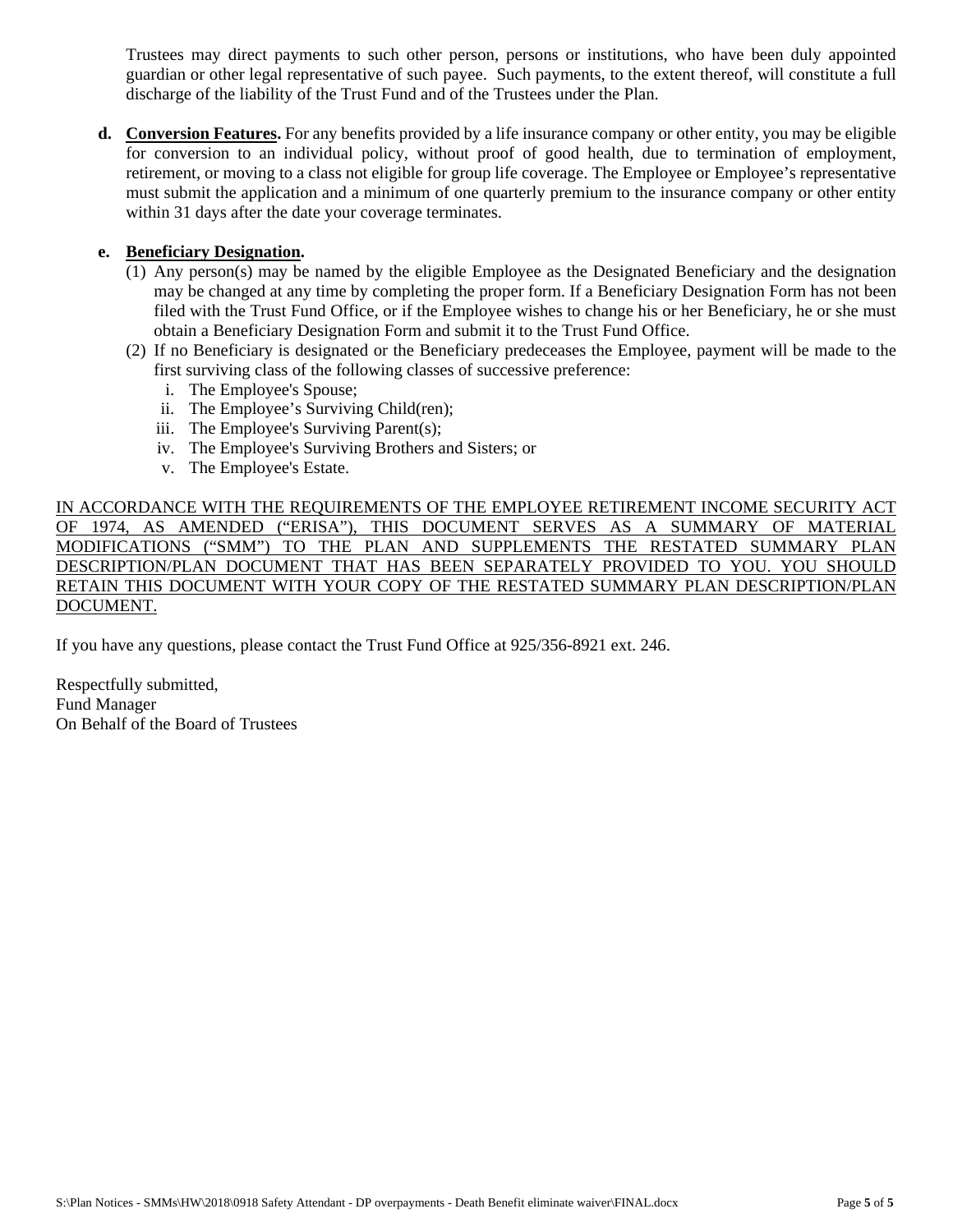Trustees may direct payments to such other person, persons or institutions, who have been duly appointed guardian or other legal representative of such payee. Such payments, to the extent thereof, will constitute a full discharge of the liability of the Trust Fund and of the Trustees under the Plan.

**d. Conversion Features.** For any benefits provided by a life insurance company or other entity, you may be eligible for conversion to an individual policy, without proof of good health, due to termination of employment, retirement, or moving to a class not eligible for group life coverage. The Employee or Employee's representative must submit the application and a minimum of one quarterly premium to the insurance company or other entity within 31 days after the date your coverage terminates.

**e. Beneficiary Designation.**

(1) Any person(s) may be named by the eligible Employee as the Designated Beneficiary and the designation may be changed at any time by completing the proper form. If a Beneficiary Designation Form has not been filed with the Trust Fund Office, or if the Employee wishes to change his or her Beneficiary, he or she must obtain a Beneficiary Designation Form and submit it to the Trust Fund Office.

(2) If no Beneficiary is designated or the Beneficiary predeceases the Employee, payment will be made to the first surviving class of the following classes of successive preference:

i. The Employee's Spouse;
ii. The Employee's Surviving Child(ren);
iii. The Employee's Surviving Parent(s);
iv. The Employee's Surviving Brothers and Sisters; or
v. The Employee's Estate.

IN ACCORDANCE WITH THE REQUIREMENTS OF THE EMPLOYEE RETIREMENT INCOME SECURITY ACT OF 1974, AS AMENDED ("ERISA"), THIS DOCUMENT SERVES AS A SUMMARY OF MATERIAL MODIFICATIONS ("SMM") TO THE PLAN AND SUPPLEMENTS THE RESTATED SUMMARY PLAN DESCRIPTION/PLAN DOCUMENT THAT HAS BEEN SEPARATELY PROVIDED TO YOU. YOU SHOULD RETAIN THIS DOCUMENT WITH YOUR COPY OF THE RESTATED SUMMARY PLAN DESCRIPTION/PLAN DOCUMENT.

If you have any questions, please contact the Trust Fund Office at 925/356-8921 ext. 246.

Respectfully submitted,
Fund Manager
On Behalf of the Board of Trustees